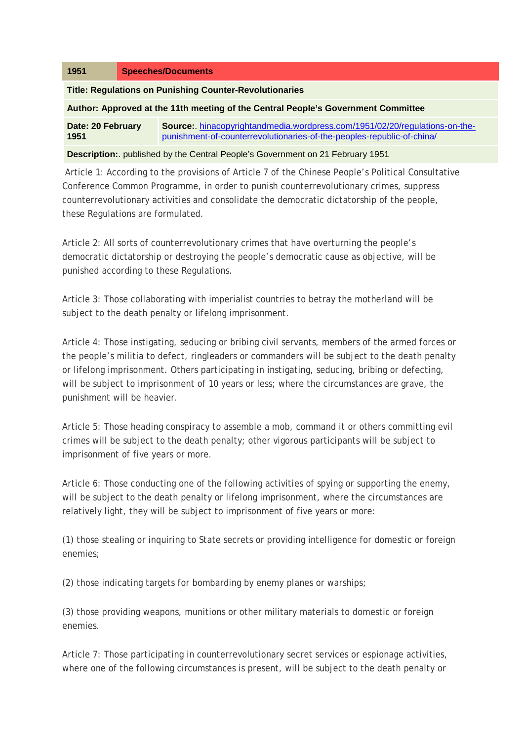| 1951 | Speeches/Documents |
|---|---|

**Title: Regulations on Punishing Counter-Revolutionaries**

**Author: Approved at the 11th meeting of the Central People's Government Committee**

| **Date: 20 February 1951** | **Source:**. [hinacopyrightandmedia.wordpress.com/1951/02/20/regulations-on-the-punishment-of-counterrevolutionaries-of-the-peoples-republic-of-china/](hinacopyrightandmedia.wordpress.com/1951/02/20/regulations-on-the-punishment-of-counterrevolutionaries-of-the-peoples-republic-of-china/) |
|---|---|

**Description:**. published by the Central People's Government on 21 February 1951

Article 1: According to the provisions of Article 7 of the Chinese People's Political Consultative Conference Common Programme, in order to punish counterrevolutionary crimes, suppress counterrevolutionary activities and consolidate the democratic dictatorship of the people, these Regulations are formulated.

Article 2: All sorts of counterrevolutionary crimes that have overturning the people's democratic dictatorship or destroying the people's democratic cause as objective, will be punished according to these Regulations.

Article 3: Those collaborating with imperialist countries to betray the motherland will be subject to the death penalty or lifelong imprisonment.

Article 4: Those instigating, seducing or bribing civil servants, members of the armed forces or the people's militia to defect, ringleaders or commanders will be subject to the death penalty or lifelong imprisonment. Others participating in instigating, seducing, bribing or defecting, will be subject to imprisonment of 10 years or less; where the circumstances are grave, the punishment will be heavier.

Article 5: Those heading conspiracy to assemble a mob, command it or others committing evil crimes will be subject to the death penalty; other vigorous participants will be subject to imprisonment of five years or more.

Article 6: Those conducting one of the following activities of spying or supporting the enemy, will be subject to the death penalty or lifelong imprisonment, where the circumstances are relatively light, they will be subject to imprisonment of five years or more:

(1) those stealing or inquiring to State secrets or providing intelligence for domestic or foreign enemies;

(2) those indicating targets for bombarding by enemy planes or warships;

(3) those providing weapons, munitions or other military materials to domestic or foreign enemies.

Article 7: Those participating in counterrevolutionary secret services or espionage activities, where one of the following circumstances is present, will be subject to the death penalty or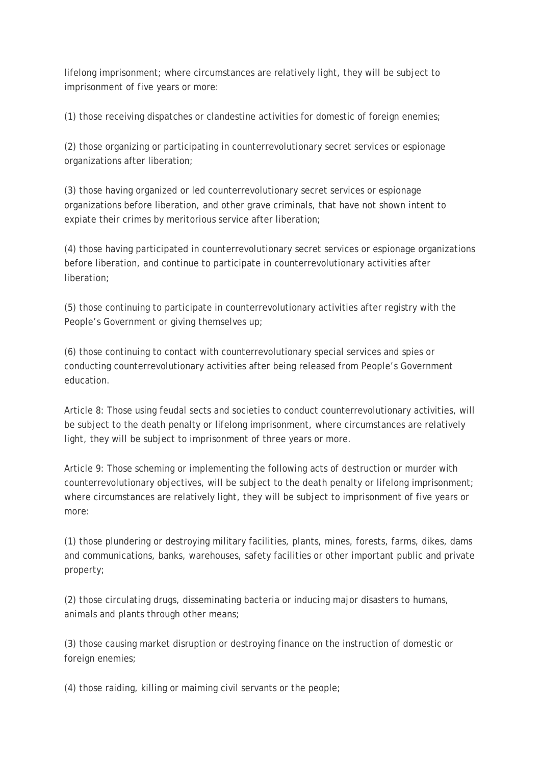lifelong imprisonment; where circumstances are relatively light, they will be subject to imprisonment of five years or more:

(1) those receiving dispatches or clandestine activities for domestic of foreign enemies;

(2) those organizing or participating in counterrevolutionary secret services or espionage organizations after liberation;

(3) those having organized or led counterrevolutionary secret services or espionage organizations before liberation, and other grave criminals, that have not shown intent to expiate their crimes by meritorious service after liberation;

(4) those having participated in counterrevolutionary secret services or espionage organizations before liberation, and continue to participate in counterrevolutionary activities after liberation;

(5) those continuing to participate in counterrevolutionary activities after registry with the People's Government or giving themselves up;

(6) those continuing to contact with counterrevolutionary special services and spies or conducting counterrevolutionary activities after being released from People's Government education.

Article 8: Those using feudal sects and societies to conduct counterrevolutionary activities, will be subject to the death penalty or lifelong imprisonment, where circumstances are relatively light, they will be subject to imprisonment of three years or more.

Article 9: Those scheming or implementing the following acts of destruction or murder with counterrevolutionary objectives, will be subject to the death penalty or lifelong imprisonment; where circumstances are relatively light, they will be subject to imprisonment of five years or more:

(1) those plundering or destroying military facilities, plants, mines, forests, farms, dikes, dams and communications, banks, warehouses, safety facilities or other important public and private property;

(2) those circulating drugs, disseminating bacteria or inducing major disasters to humans, animals and plants through other means;

(3) those causing market disruption or destroying finance on the instruction of domestic or foreign enemies;

(4) those raiding, killing or maiming civil servants or the people;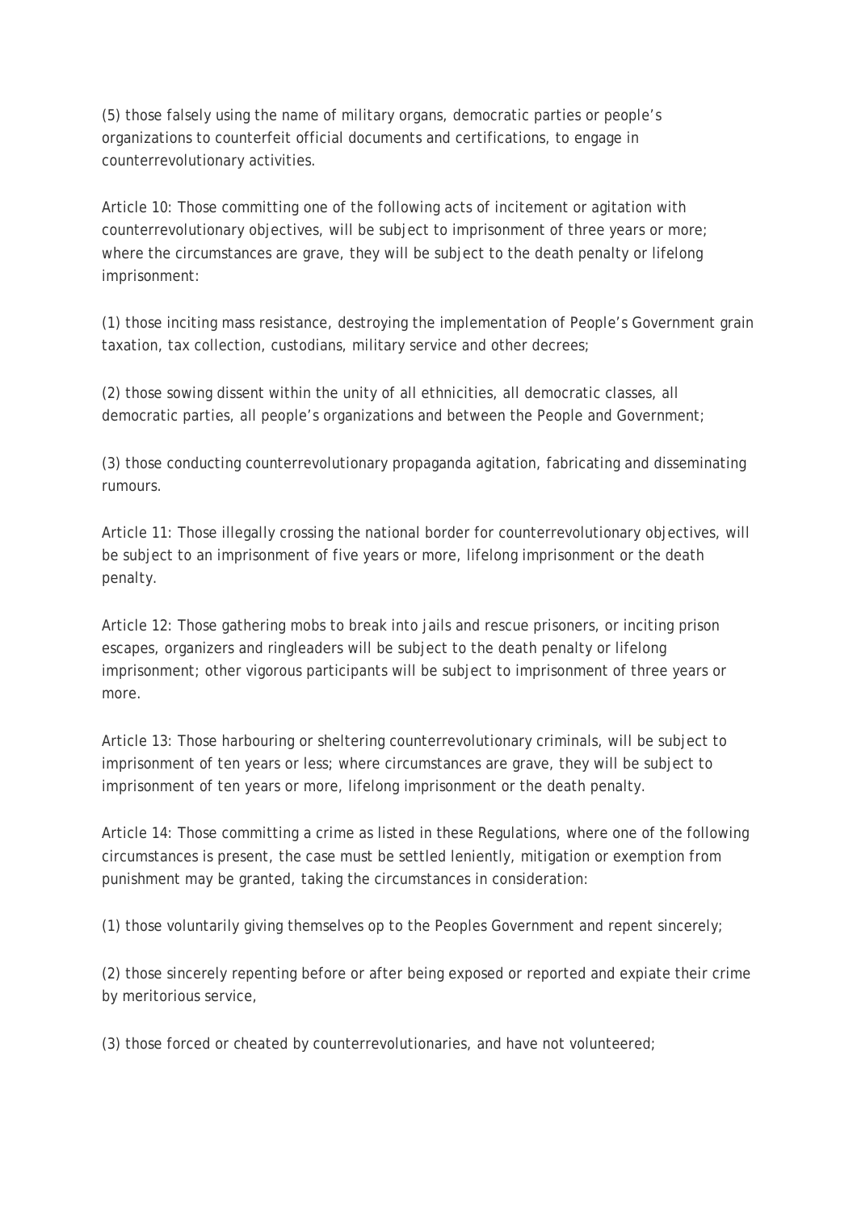(5) those falsely using the name of military organs, democratic parties or people's organizations to counterfeit official documents and certifications, to engage in counterrevolutionary activities.

Article 10: Those committing one of the following acts of incitement or agitation with counterrevolutionary objectives, will be subject to imprisonment of three years or more; where the circumstances are grave, they will be subject to the death penalty or lifelong imprisonment:

(1) those inciting mass resistance, destroying the implementation of People's Government grain taxation, tax collection, custodians, military service and other decrees;

(2) those sowing dissent within the unity of all ethnicities, all democratic classes, all democratic parties, all people's organizations and between the People and Government;

(3) those conducting counterrevolutionary propaganda agitation, fabricating and disseminating rumours.

Article 11: Those illegally crossing the national border for counterrevolutionary objectives, will be subject to an imprisonment of five years or more, lifelong imprisonment or the death penalty.

Article 12: Those gathering mobs to break into jails and rescue prisoners, or inciting prison escapes, organizers and ringleaders will be subject to the death penalty or lifelong imprisonment; other vigorous participants will be subject to imprisonment of three years or more.

Article 13: Those harbouring or sheltering counterrevolutionary criminals, will be subject to imprisonment of ten years or less; where circumstances are grave, they will be subject to imprisonment of ten years or more, lifelong imprisonment or the death penalty.

Article 14: Those committing a crime as listed in these Regulations, where one of the following circumstances is present, the case must be settled leniently, mitigation or exemption from punishment may be granted, taking the circumstances in consideration:

(1) those voluntarily giving themselves op to the Peoples Government and repent sincerely;

(2) those sincerely repenting before or after being exposed or reported and expiate their crime by meritorious service,

(3) those forced or cheated by counterrevolutionaries, and have not volunteered;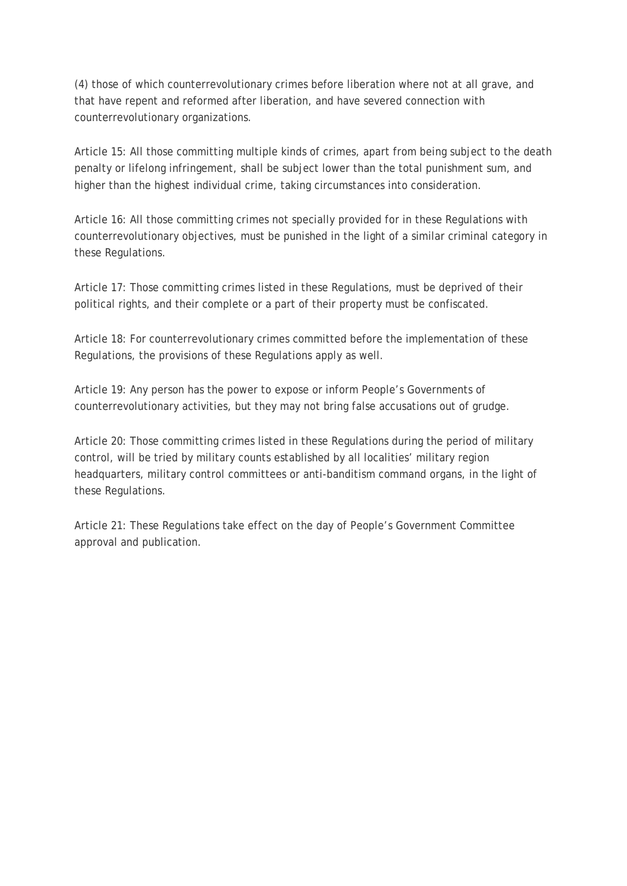(4) those of which counterrevolutionary crimes before liberation where not at all grave, and that have repent and reformed after liberation, and have severed connection with counterrevolutionary organizations.

Article 15: All those committing multiple kinds of crimes, apart from being subject to the death penalty or lifelong infringement, shall be subject lower than the total punishment sum, and higher than the highest individual crime, taking circumstances into consideration.

Article 16: All those committing crimes not specially provided for in these Regulations with counterrevolutionary objectives, must be punished in the light of a similar criminal category in these Regulations.

Article 17: Those committing crimes listed in these Regulations, must be deprived of their political rights, and their complete or a part of their property must be confiscated.

Article 18: For counterrevolutionary crimes committed before the implementation of these Regulations, the provisions of these Regulations apply as well.

Article 19: Any person has the power to expose or inform People's Governments of counterrevolutionary activities, but they may not bring false accusations out of grudge.

Article 20: Those committing crimes listed in these Regulations during the period of military control, will be tried by military counts established by all localities' military region headquarters, military control committees or anti-banditism command organs, in the light of these Regulations.

Article 21: These Regulations take effect on the day of People's Government Committee approval and publication.